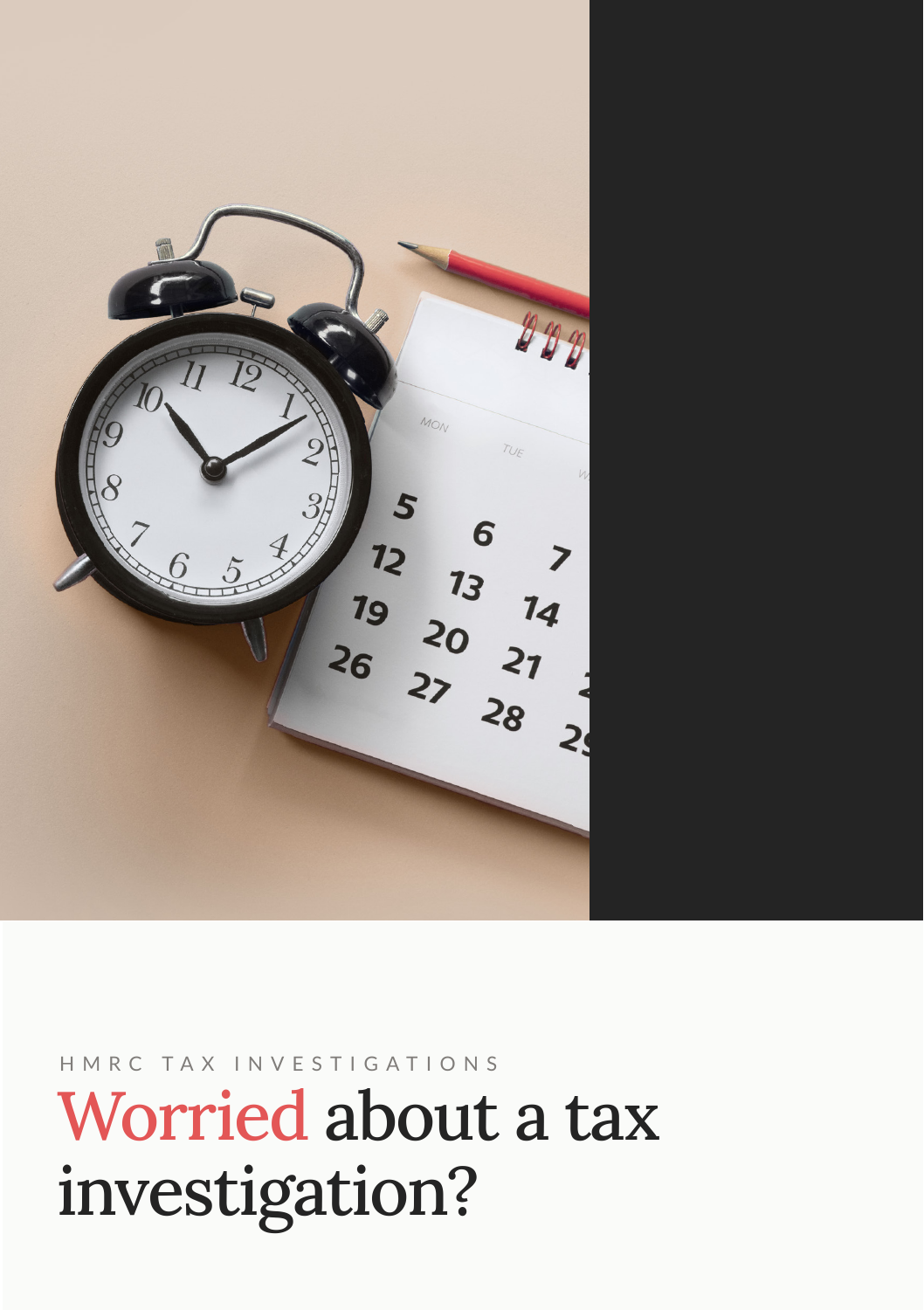HMRC TAX INVESTIGATIONS

# Worried about a tax investigation?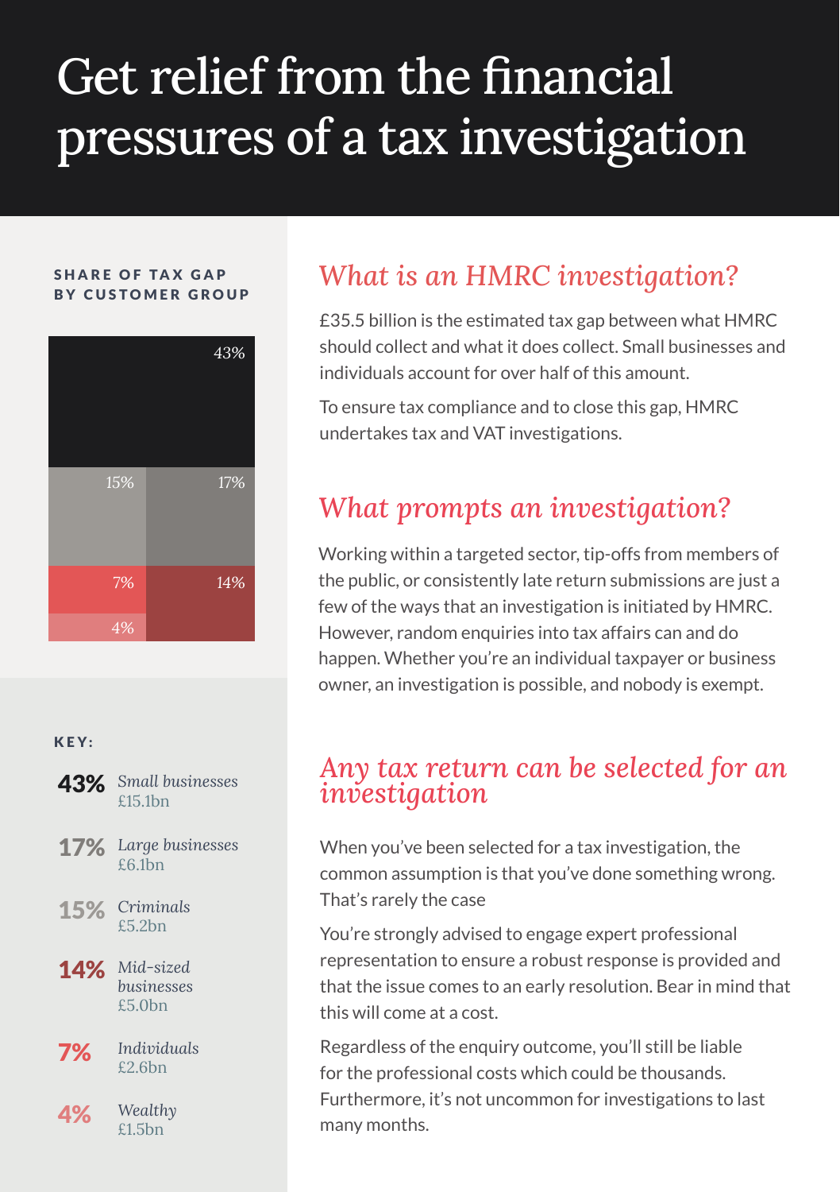# Get relief from the financial pressures of a tax investigation

**SHARE OF TAX GAP BY CUSTOMER GROUP**

**KEY:**

| Share | Customer group | Amount |
|---|---|---|
| **43%** | *Small businesses* | £15.1bn |
| **17%** | *Large businesses* | £6.1bn |
| **15%** | *Criminals* | £5.2bn |
| **14%** | *Mid-sized businesses* | £5.0bn |
| **7%** | *Individuals* | £2.6bn |
| **4%** | *Wealthy* | £1.5bn |

## *What is an HMRC investigation?*

£35.5 billion is the estimated tax gap between what HMRC should collect and what it does collect. Small businesses and individuals account for over half of this amount.

To ensure tax compliance and to close this gap, HMRC undertakes tax and VAT investigations.

## *What prompts an investigation?*

Working within a targeted sector, tip-offs from members of the public, or consistently late return submissions are just a few of the ways that an investigation is initiated by HMRC. However, random enquiries into tax affairs can and do happen. Whether you're an individual taxpayer or business owner, an investigation is possible, and nobody is exempt.

## *Any tax return can be selected for an investigation*

When you've been selected for a tax investigation, the common assumption is that you've done something wrong. That's rarely the case

You're strongly advised to engage expert professional representation to ensure a robust response is provided and that the issue comes to an early resolution. Bear in mind that this will come at a cost.

Regardless of the enquiry outcome, you'll still be liable for the professional costs which could be thousands. Furthermore, it's not uncommon for investigations to last many months.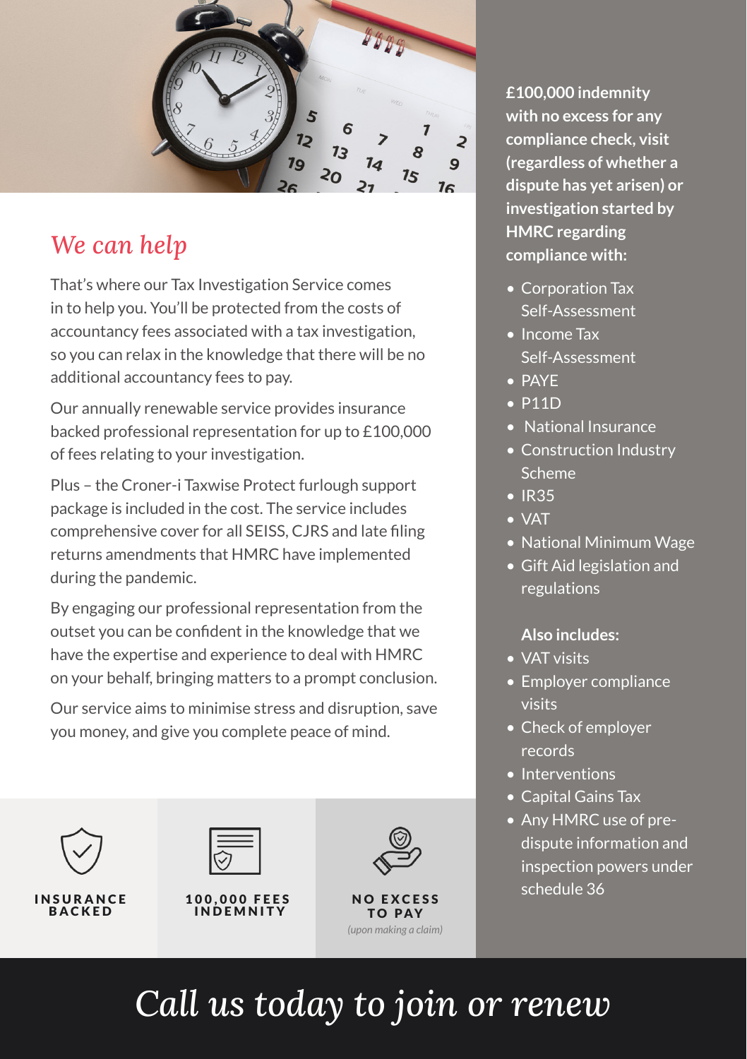## *We can help*

That's where our Tax Investigation Service comes in to help you. You'll be protected from the costs of accountancy fees associated with a tax investigation, so you can relax in the knowledge that there will be no additional accountancy fees to pay.

Our annually renewable service provides insurance backed professional representation for up to £100,000 of fees relating to your investigation.

Plus – the Croner-i Taxwise Protect furlough support package is included in the cost. The service includes comprehensive cover for all SEISS, CJRS and late filing returns amendments that HMRC have implemented during the pandemic.

By engaging our professional representation from the outset you can be confident in the knowledge that we have the expertise and experience to deal with HMRC on your behalf, bringing matters to a prompt conclusion.

Our service aims to minimise stress and disruption, save you money, and give you complete peace of mind.

**INSURANCE BACKED**

**100,000 FEES INDEMNITY**

**NO EXCESS TO PAY**
*(upon making a claim)*

**£100,000 indemnity with no excess for any compliance check, visit (regardless of whether a dispute has yet arisen) or investigation started by HMRC regarding compliance with:**

- Corporation Tax Self-Assessment
- Income Tax Self-Assessment
- PAYE
- P11D
- National Insurance
- Construction Industry Scheme
- IR35
- VAT
- National Minimum Wage
- Gift Aid legislation and regulations

**Also includes:**

- VAT visits
- Employer compliance visits
- Check of employer records
- Interventions
- Capital Gains Tax
- Any HMRC use of pre-dispute information and inspection powers under schedule 36

*Call us today to join or renew*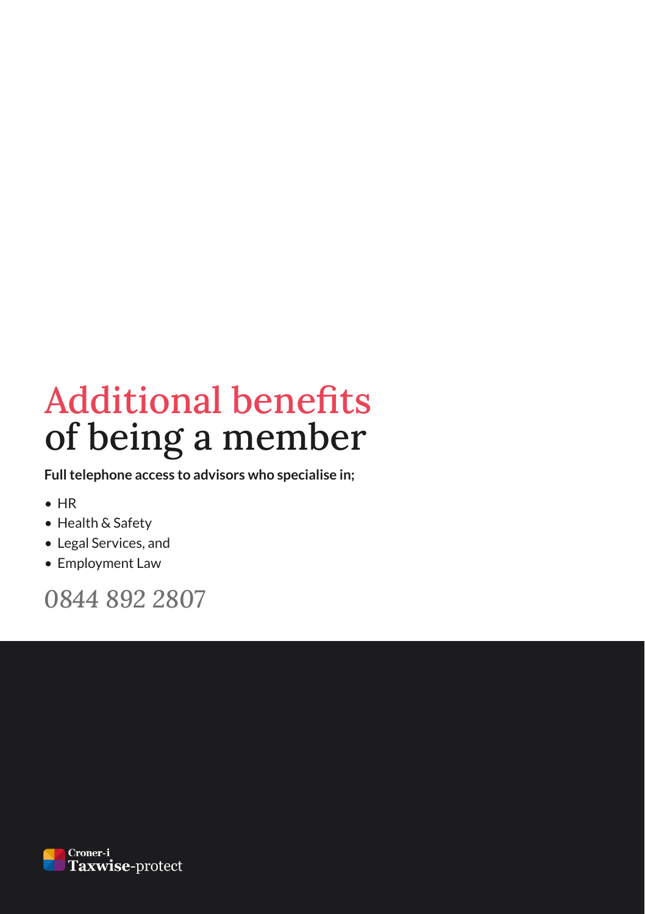# Additional benefits of being a member

**Full telephone access to advisors who specialise in;**

- HR
- Health & Safety
- Legal Services, and
- Employment Law

0844 892 2807

Croner-i
Taxwise-protect